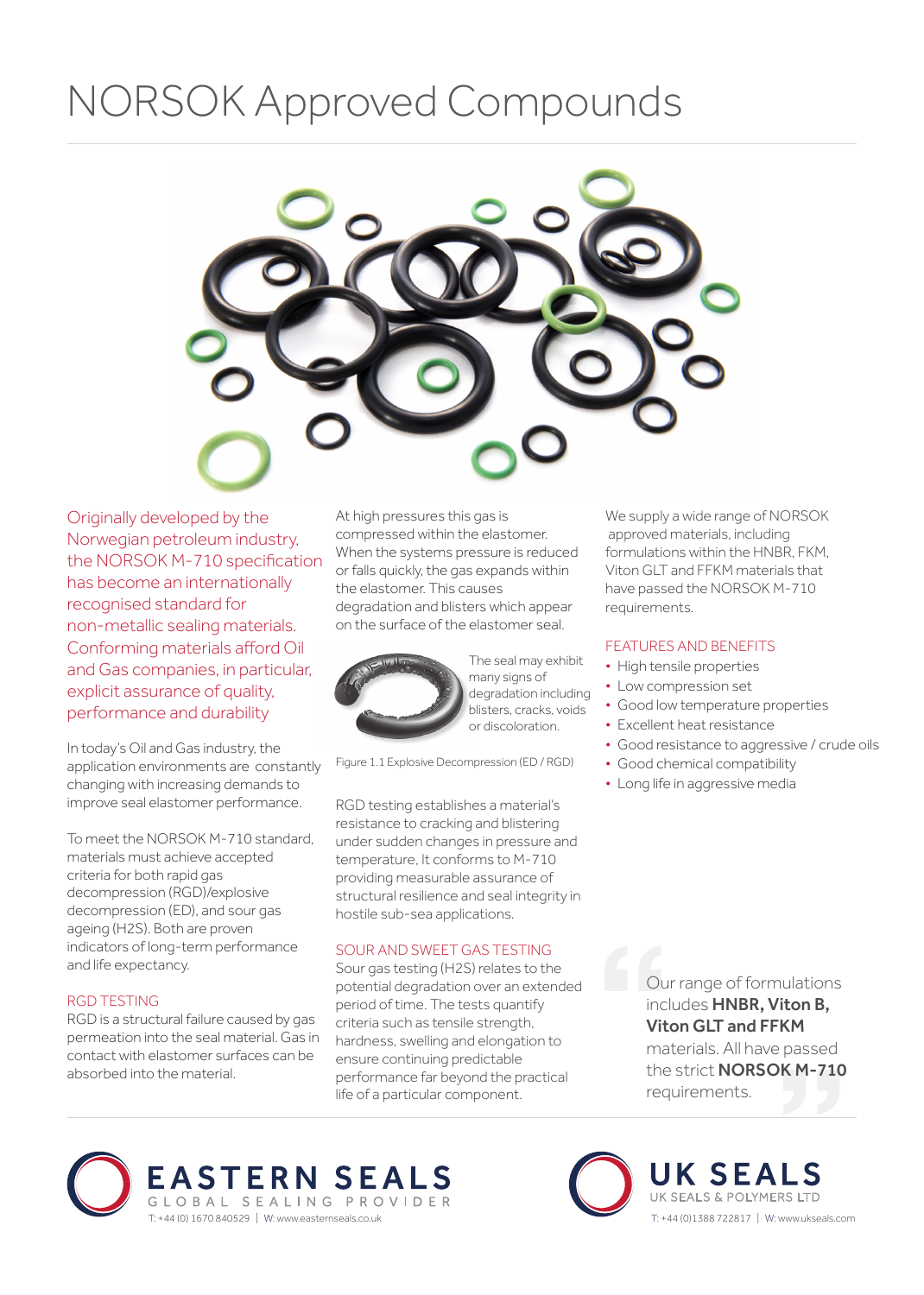# NORSOK Approved Compounds

Originally developed by the Norwegian petroleum industry, the NORSOK M-710 specification has become an internationally recognised standard for non-metallic sealing materials. Conforming materials afford Oil and Gas companies, in particular, explicit assurance of quality, performance and durability

In today's Oil and Gas industry, the application environments are constantly changing with increasing demands to improve seal elastomer performance.

To meet the NORSOK M-710 standard, materials must achieve accepted criteria for both rapid gas decompression (RGD)/explosive decompression (ED), and sour gas ageing (H2S). Both are proven indicators of long-term performance and life expectancy.

## RGD TESTING

RGD is a structural failure caused by gas permeation into the seal material. Gas in contact with elastomer surfaces can be absorbed into the material.

At high pressures this gas is compressed within the elastomer. When the systems pressure is reduced or falls quickly, the gas expands within the elastomer. This causes degradation and blisters which appear on the surface of the elastomer seal.

The seal may exhibit many signs of degradation including blisters, cracks, voids or discoloration.

Figure 1.1 Explosive Decompression (ED / RGD)

RGD testing establishes a material's resistance to cracking and blistering under sudden changes in pressure and temperature, It conforms to M-710 providing measurable assurance of structural resilience and seal integrity in hostile sub-sea applications.

## SOUR AND SWEET GAS TESTING

Sour gas testing (H2S) relates to the potential degradation over an extended period of time. The tests quantify criteria such as tensile strength, hardness, swelling and elongation to ensure continuing predictable performance far beyond the practical life of a particular component.

We supply a wide range of NORSOK approved materials, including formulations within the HNBR, FKM, Viton GLT and FFKM materials that have passed the NORSOK M-710 requirements.

## FEATURES AND BENEFITS

- High tensile properties
- Low compression set
- Good low temperature properties
- Excellent heat resistance
- Good resistance to aggressive / crude oils
- Good chemical compatibility
- Long life in aggressive media

> Our range of formulations includes **HNBR, Viton B, Viton GLT and FFKM** materials. All have passed the strict **NORSOK M-710** requirements.

**EASTERN SEALS**
GLOBAL SEALING PROVIDER
T: +44 (0) 1670 840529 | W: www.easternseals.co.uk

**UK SEALS**
UK SEALS & POLYMERS LTD
T: +44 (0)1388 722817 | W: www.ukseals.com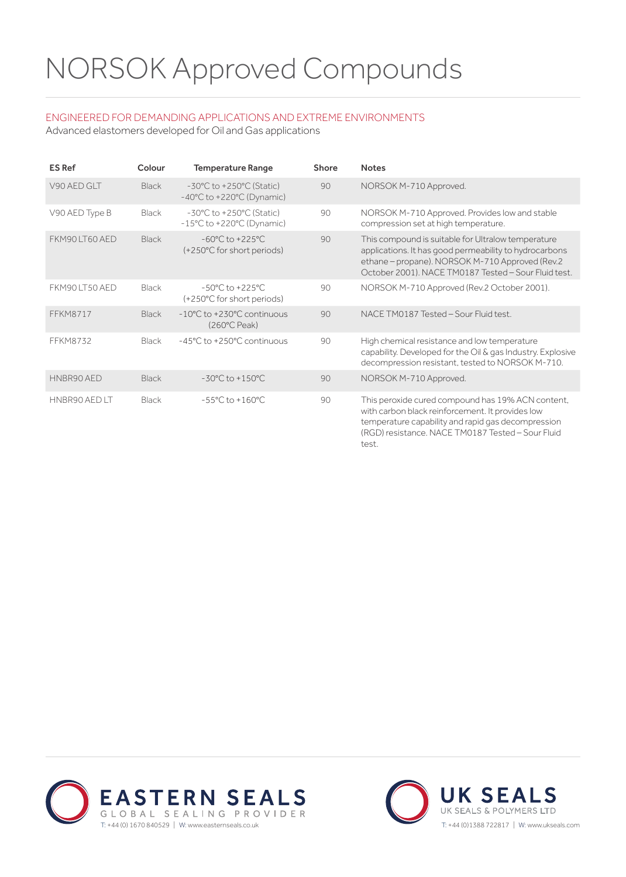# NORSOK Approved Compounds

ENGINEERED FOR DEMANDING APPLICATIONS AND EXTREME ENVIRONMENTS

Advanced elastomers developed for Oil and Gas applications

| ES Ref | Colour | Temperature Range | Shore | Notes |
|---|---|---|---|---|
| V90 AED GLT | Black | -30°C to +250°C (Static) -40°C to +220°C (Dynamic) | 90 | NORSOK M-710 Approved. |
| V90 AED Type B | Black | -30°C to +250°C (Static) -15°C to +220°C (Dynamic) | 90 | NORSOK M-710 Approved. Provides low and stable compression set at high temperature. |
| FKM90 LT60 AED | Black | -60°C to +225°C (+250°C for short periods) | 90 | This compound is suitable for Ultralow temperature applications. It has good permeability to hydrocarbons ethane – propane). NORSOK M-710 Approved (Rev.2 October 2001). NACE TM0187 Tested – Sour Fluid test. |
| FKM90 LT50 AED | Black | -50°C to +225°C (+250°C for short periods) | 90 | NORSOK M-710 Approved (Rev.2 October 2001). |
| FFKM8717 | Black | -10°C to +230°C continuous (260°C Peak) | 90 | NACE TM0187 Tested – Sour Fluid test. |
| FFKM8732 | Black | -45°C to +250°C continuous | 90 | High chemical resistance and low temperature capability. Developed for the Oil & gas Industry. Explosive decompression resistant, tested to NORSOK M-710. |
| HNBR90 AED | Black | -30°C to +150°C | 90 | NORSOK M-710 Approved. |
| HNBR90 AED LT | Black | -55°C to +160°C | 90 | This peroxide cured compound has 19% ACN content, with carbon black reinforcement. It provides low temperature capability and rapid gas decompression (RGD) resistance. NACE TM0187 Tested – Sour Fluid test. |

EASTERN SEALS
GLOBAL SEALING PROVIDER
T: +44 (0) 1670 840529 | W: www.easternseals.co.uk

UK SEALS
UK SEALS & POLYMERS LTD
T: +44 (0)1388 722817 | W: www.ukseals.com